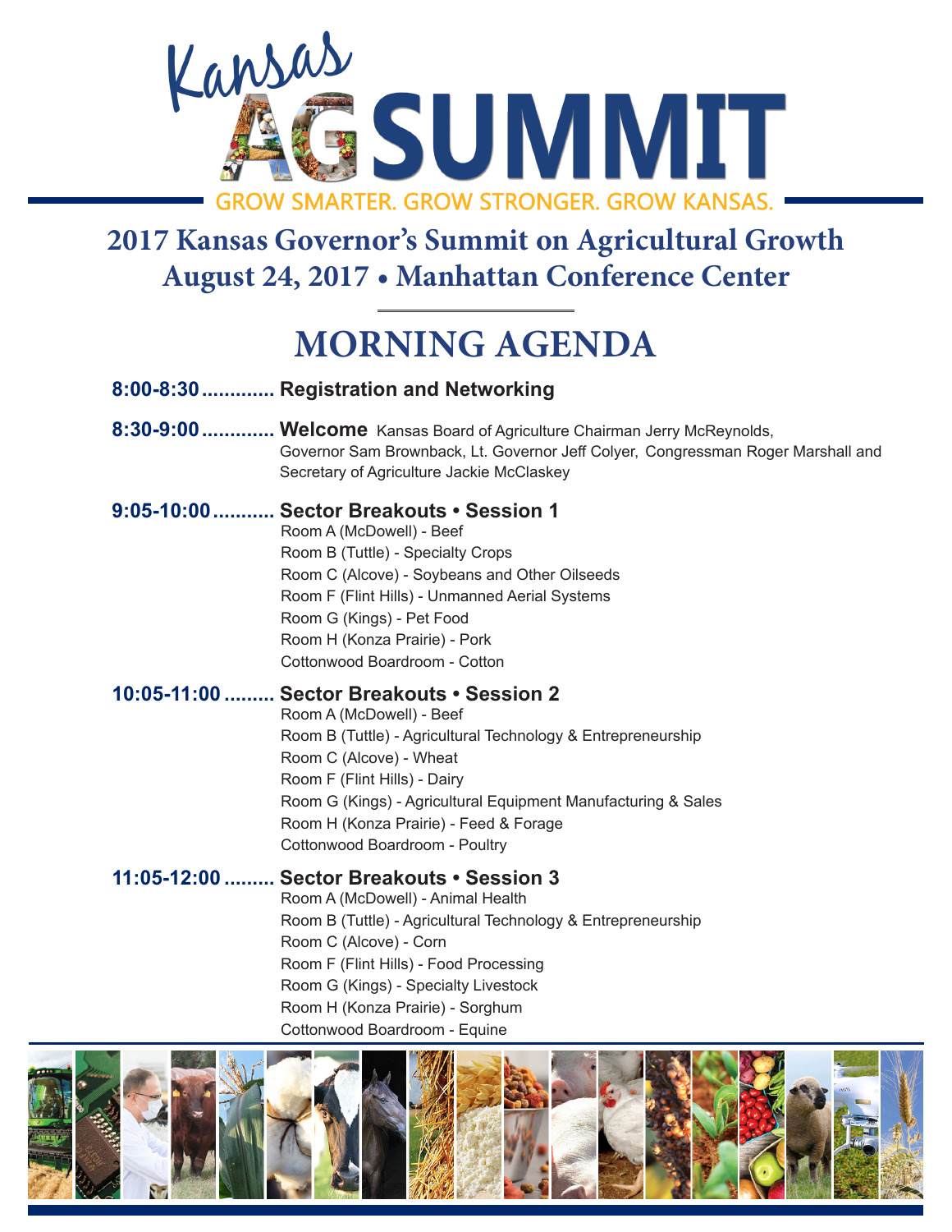# Kansas AG SUMMIT

GROW SMARTER. GROW STRONGER. GROW KANSAS.

## 2017 Kansas Governor's Summit on Agricultural Growth
## August 24, 2017 • Manhattan Conference Center

# MORNING AGENDA

**8:00-8:30** ............. **Registration and Networking**

**8:30-9:00** ............. **Welcome** Kansas Board of Agriculture Chairman Jerry McReynolds, Governor Sam Brownback, Lt. Governor Jeff Colyer, Congressman Roger Marshall and Secretary of Agriculture Jackie McClaskey

**9:05-10:00** ........... **Sector Breakouts • Session 1**
- Room A (McDowell) - Beef
- Room B (Tuttle) - Specialty Crops
- Room C (Alcove) - Soybeans and Other Oilseeds
- Room F (Flint Hills) - Unmanned Aerial Systems
- Room G (Kings) - Pet Food
- Room H (Konza Prairie) - Pork
- Cottonwood Boardroom - Cotton

**10:05-11:00** ......... **Sector Breakouts • Session 2**
- Room A (McDowell) - Beef
- Room B (Tuttle) - Agricultural Technology & Entrepreneurship
- Room C (Alcove) - Wheat
- Room F (Flint Hills) - Dairy
- Room G (Kings) - Agricultural Equipment Manufacturing & Sales
- Room H (Konza Prairie) - Feed & Forage
- Cottonwood Boardroom - Poultry

**11:05-12:00** ......... **Sector Breakouts • Session 3**
- Room A (McDowell) - Animal Health
- Room B (Tuttle) - Agricultural Technology & Entrepreneurship
- Room C (Alcove) - Corn
- Room F (Flint Hills) - Food Processing
- Room G (Kings) - Specialty Livestock
- Room H (Konza Prairie) - Sorghum
- Cottonwood Boardroom - Equine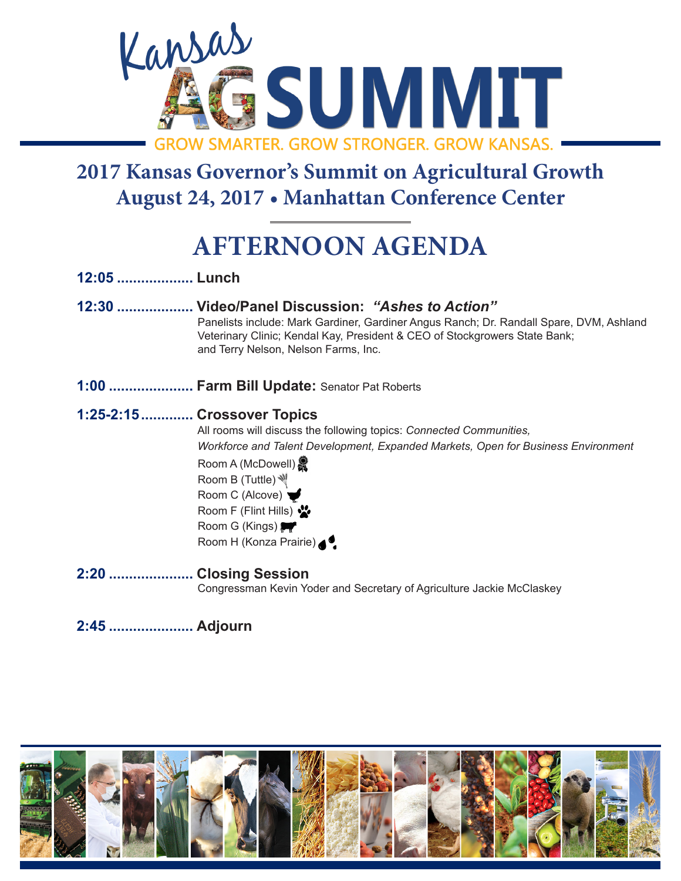# Kansas AG SUMMIT

GROW SMARTER. GROW STRONGER. GROW KANSAS.

## 2017 Kansas Governor's Summit on Agricultural Growth
## August 24, 2017 • Manhattan Conference Center

## AFTERNOON AGENDA

**12:05 ................... Lunch**

**12:30 ................... Video/Panel Discussion:** ***"Ashes to Action"***
Panelists include: Mark Gardiner, Gardiner Angus Ranch; Dr. Randall Spare, DVM, Ashland Veterinary Clinic; Kendal Kay, President & CEO of Stockgrowers State Bank; and Terry Nelson, Nelson Farms, Inc.

**1:00 ..................... Farm Bill Update:** Senator Pat Roberts

**1:25-2:15............. Crossover Topics**
All rooms will discuss the following topics: *Connected Communities, Workforce and Talent Development, Expanded Markets, Open for Business Environment*

Room A (McDowell)
Room B (Tuttle)
Room C (Alcove)
Room F (Flint Hills)
Room G (Kings)
Room H (Konza Prairie)

**2:20 ..................... Closing Session**
Congressman Kevin Yoder and Secretary of Agriculture Jackie McClaskey

**2:45 ..................... Adjourn**